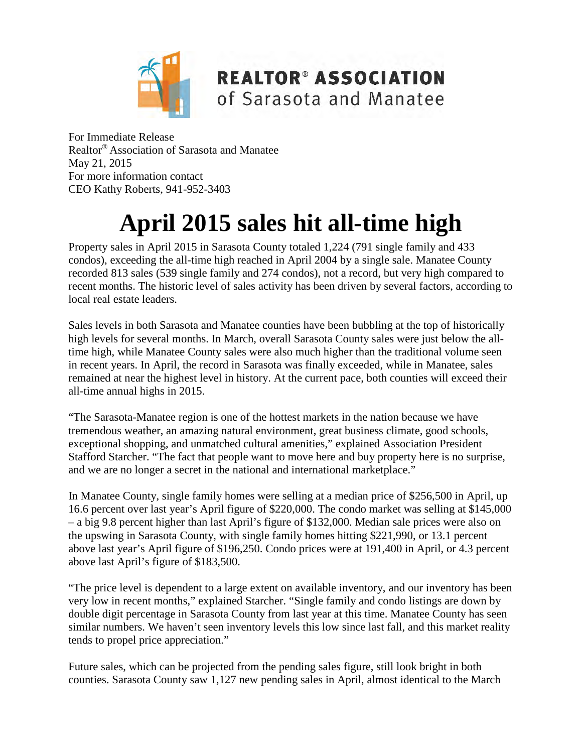**REALTOR® ASSOCIATION**
of Sarasota and Manatee

For Immediate Release
Realtor® Association of Sarasota and Manatee
May 21, 2015
For more information contact
CEO Kathy Roberts, 941-952-3403

# April 2015 sales hit all-time high

Property sales in April 2015 in Sarasota County totaled 1,224 (791 single family and 433 condos), exceeding the all-time high reached in April 2004 by a single sale. Manatee County recorded 813 sales (539 single family and 274 condos), not a record, but very high compared to recent months. The historic level of sales activity has been driven by several factors, according to local real estate leaders.

Sales levels in both Sarasota and Manatee counties have been bubbling at the top of historically high levels for several months. In March, overall Sarasota County sales were just below the all-time high, while Manatee County sales were also much higher than the traditional volume seen in recent years. In April, the record in Sarasota was finally exceeded, while in Manatee, sales remained at near the highest level in history. At the current pace, both counties will exceed their all-time annual highs in 2015.

"The Sarasota-Manatee region is one of the hottest markets in the nation because we have tremendous weather, an amazing natural environment, great business climate, good schools, exceptional shopping, and unmatched cultural amenities," explained Association President Stafford Starcher. "The fact that people want to move here and buy property here is no surprise, and we are no longer a secret in the national and international marketplace."

In Manatee County, single family homes were selling at a median price of $256,500 in April, up 16.6 percent over last year's April figure of $220,000. The condo market was selling at $145,000 – a big 9.8 percent higher than last April's figure of $132,000. Median sale prices were also on the upswing in Sarasota County, with single family homes hitting $221,990, or 13.1 percent above last year's April figure of $196,250. Condo prices were at 191,400 in April, or 4.3 percent above last April's figure of $183,500.

"The price level is dependent to a large extent on available inventory, and our inventory has been very low in recent months," explained Starcher. "Single family and condo listings are down by double digit percentage in Sarasota County from last year at this time. Manatee County has seen similar numbers. We haven't seen inventory levels this low since last fall, and this market reality tends to propel price appreciation."

Future sales, which can be projected from the pending sales figure, still look bright in both counties. Sarasota County saw 1,127 new pending sales in April, almost identical to the March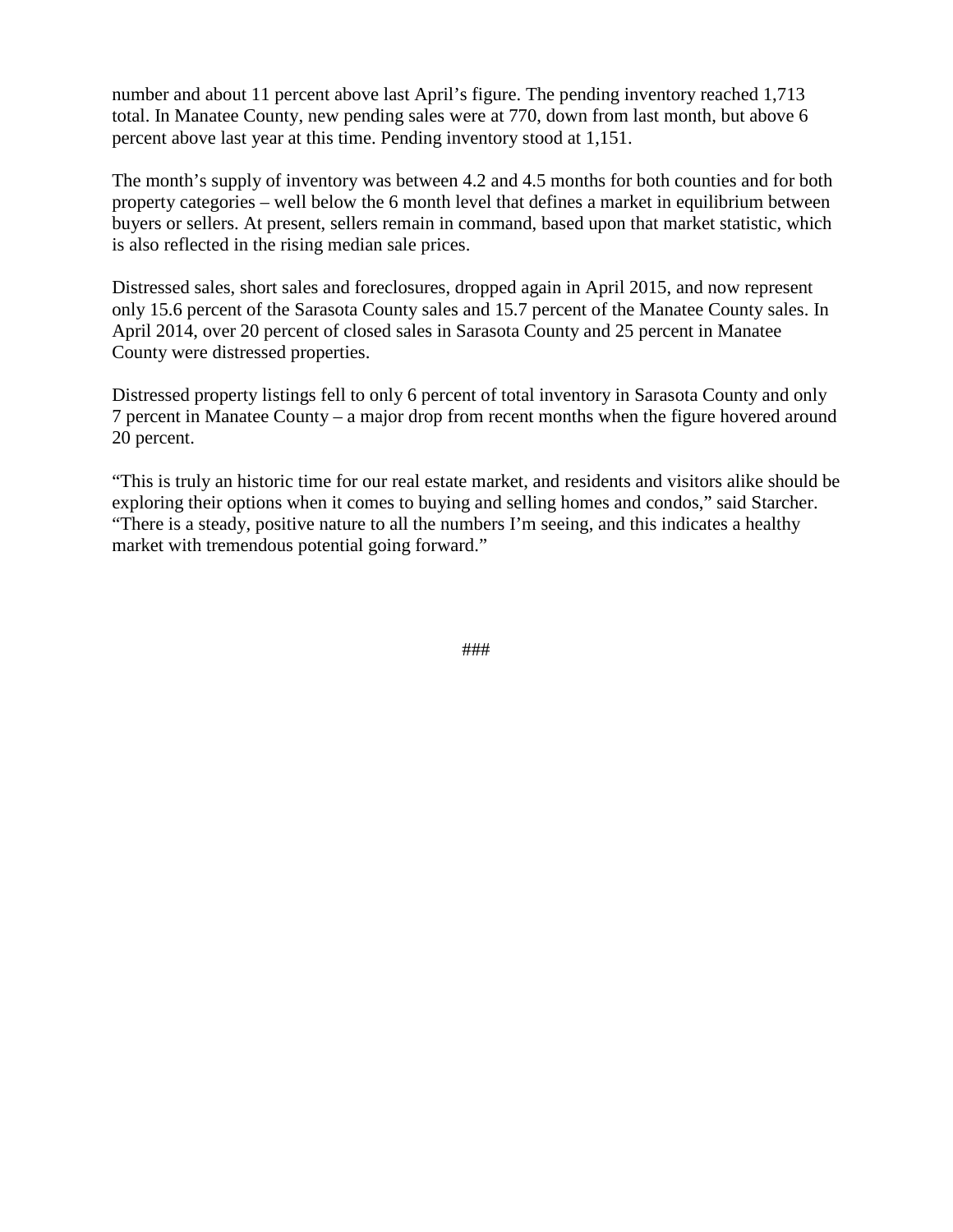number and about 11 percent above last April's figure. The pending inventory reached 1,713 total. In Manatee County, new pending sales were at 770, down from last month, but above 6 percent above last year at this time. Pending inventory stood at 1,151.

The month's supply of inventory was between 4.2 and 4.5 months for both counties and for both property categories – well below the 6 month level that defines a market in equilibrium between buyers or sellers. At present, sellers remain in command, based upon that market statistic, which is also reflected in the rising median sale prices.

Distressed sales, short sales and foreclosures, dropped again in April 2015, and now represent only 15.6 percent of the Sarasota County sales and 15.7 percent of the Manatee County sales. In April 2014, over 20 percent of closed sales in Sarasota County and 25 percent in Manatee County were distressed properties.

Distressed property listings fell to only 6 percent of total inventory in Sarasota County and only 7 percent in Manatee County – a major drop from recent months when the figure hovered around 20 percent.

"This is truly an historic time for our real estate market, and residents and visitors alike should be exploring their options when it comes to buying and selling homes and condos," said Starcher. "There is a steady, positive nature to all the numbers I'm seeing, and this indicates a healthy market with tremendous potential going forward."

###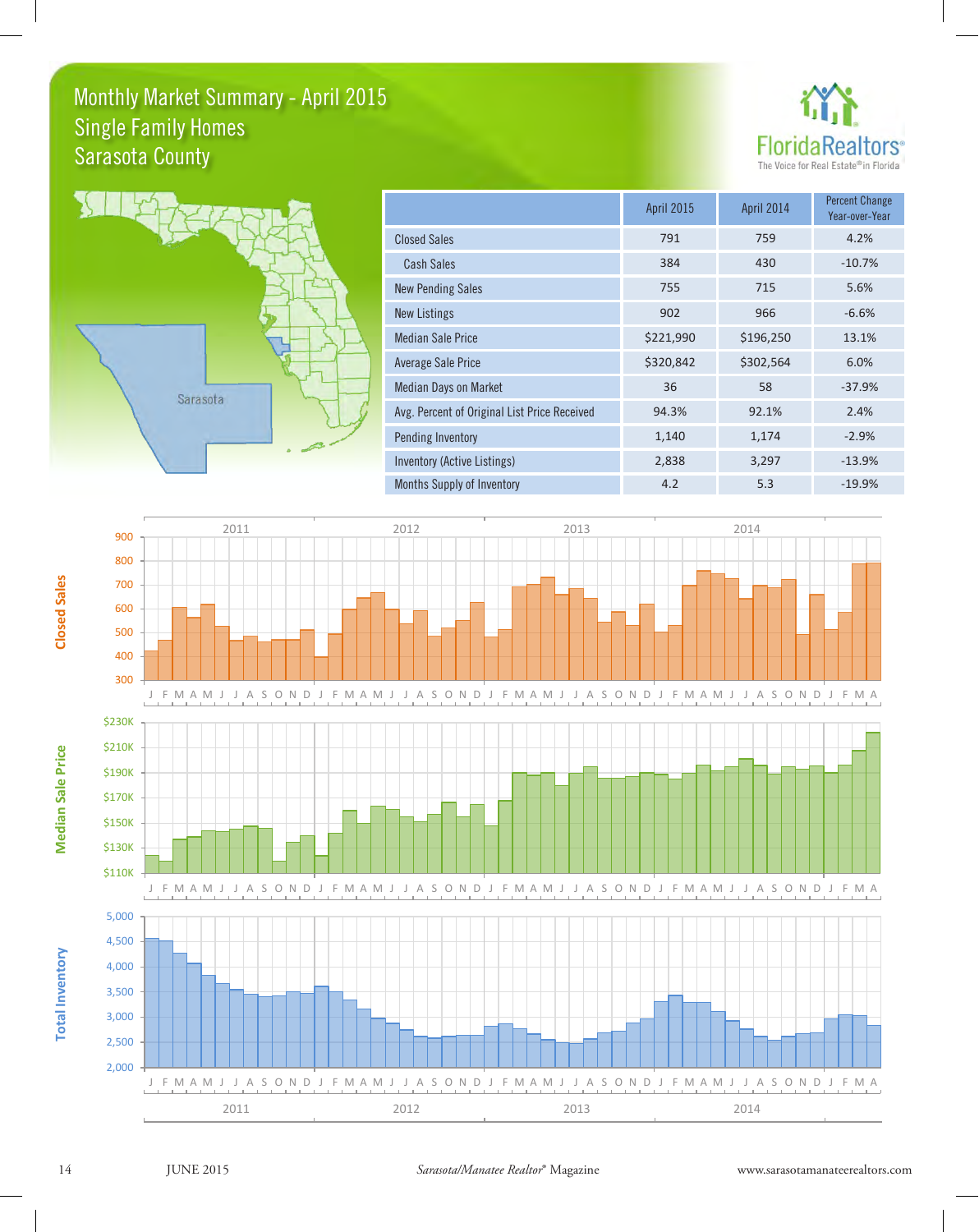# Monthly Market Summary - April 2015
## Single Family Homes
## Sarasota County

FloridaRealtors® The Voice for Real Estate® in Florida

| | April 2015 | April 2014 | Percent Change Year-over-Year |
|---|---|---|---|
| Closed Sales | 791 | 759 | 4.2% |
| Cash Sales | 384 | 430 | -10.7% |
| New Pending Sales | 755 | 715 | 5.6% |
| New Listings | 902 | 966 | -6.6% |
| Median Sale Price | $221,990 | $196,250 | 13.1% |
| Average Sale Price | $320,842 | $302,564 | 6.0% |
| Median Days on Market | 36 | 58 | -37.9% |
| Avg. Percent of Original List Price Received | 94.3% | 92.1% | 2.4% |
| Pending Inventory | 1,140 | 1,174 | -2.9% |
| Inventory (Active Listings) | 2,838 | 3,297 | -13.9% |
| Months Supply of Inventory | 4.2 | 5.3 | -19.9% |

Closed Sales

Median Sale Price

Total Inventory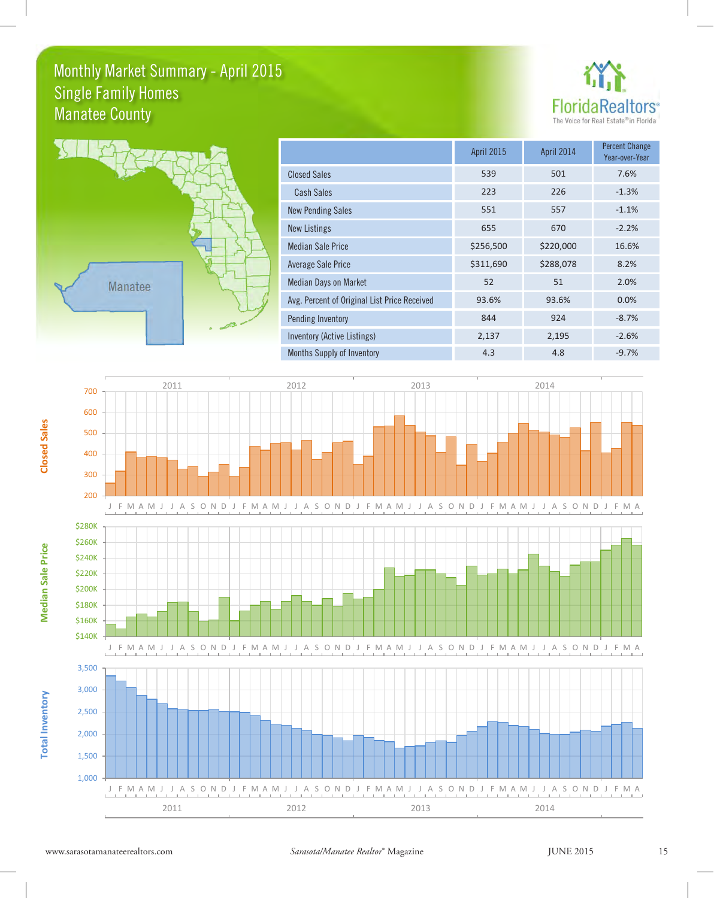# Monthly Market Summary - April 2015
## Single Family Homes
## Manatee County

FloridaRealtors®
The Voice for Real Estate® in Florida

| | April 2015 | April 2014 | Percent Change Year-over-Year |
|---|---|---|---|
| Closed Sales | 539 | 501 | 7.6% |
| Cash Sales | 223 | 226 | -1.3% |
| New Pending Sales | 551 | 557 | -1.1% |
| New Listings | 655 | 670 | -2.2% |
| Median Sale Price | $256,500 | $220,000 | 16.6% |
| Average Sale Price | $311,690 | $288,078 | 8.2% |
| Median Days on Market | 52 | 51 | 2.0% |
| Avg. Percent of Original List Price Received | 93.6% | 93.6% | 0.0% |
| Pending Inventory | 844 | 924 | -8.7% |
| Inventory (Active Listings) | 2,137 | 2,195 | -2.6% |
| Months Supply of Inventory | 4.3 | 4.8 | -9.7% |

Closed Sales

Median Sale Price

Total Inventory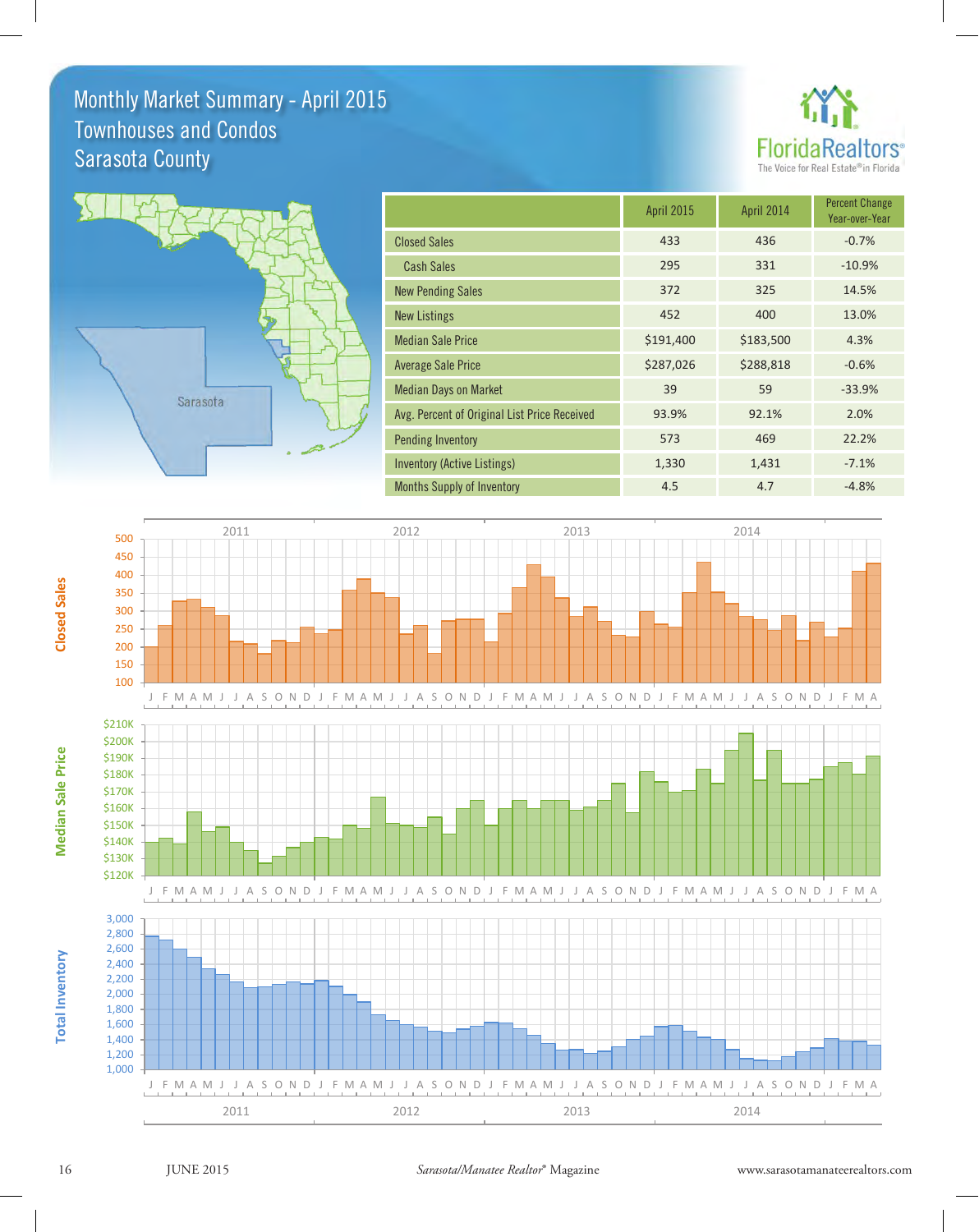# Monthly Market Summary - April 2015
## Townhouses and Condos
## Sarasota County

| | April 2015 | April 2014 | Percent Change Year-over-Year |
|---|---|---|---|
| Closed Sales | 433 | 436 | -0.7% |
| Cash Sales | 295 | 331 | -10.9% |
| New Pending Sales | 372 | 325 | 14.5% |
| New Listings | 452 | 400 | 13.0% |
| Median Sale Price | $191,400 | $183,500 | 4.3% |
| Average Sale Price | $287,026 | $288,818 | -0.6% |
| Median Days on Market | 39 | 59 | -33.9% |
| Avg. Percent of Original List Price Received | 93.9% | 92.1% | 2.0% |
| Pending Inventory | 573 | 469 | 22.2% |
| Inventory (Active Listings) | 1,330 | 1,431 | -7.1% |
| Months Supply of Inventory | 4.5 | 4.7 | -4.8% |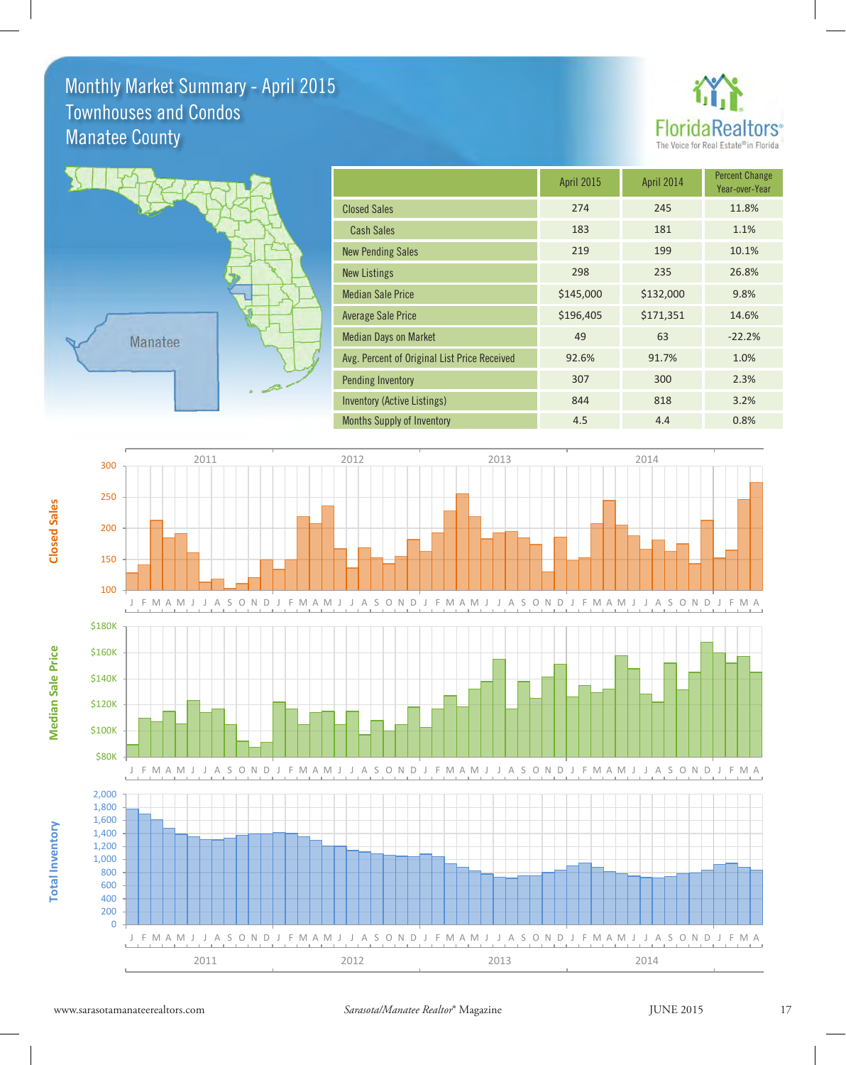# Monthly Market Summary - April 2015
## Townhouses and Condos
## Manatee County

FloridaRealtors® The Voice for Real Estate® in Florida

Manatee

| | April 2015 | April 2014 | Percent Change Year-over-Year |
|---|---|---|---|
| Closed Sales | 274 | 245 | 11.8% |
| Cash Sales | 183 | 181 | 1.1% |
| New Pending Sales | 219 | 199 | 10.1% |
| New Listings | 298 | 235 | 26.8% |
| Median Sale Price | $145,000 | $132,000 | 9.8% |
| Average Sale Price | $196,405 | $171,351 | 14.6% |
| Median Days on Market | 49 | 63 | -22.2% |
| Avg. Percent of Original List Price Received | 92.6% | 91.7% | 1.0% |
| Pending Inventory | 307 | 300 | 2.3% |
| Inventory (Active Listings) | 844 | 818 | 3.2% |
| Months Supply of Inventory | 4.5 | 4.4 | 0.8% |

Closed Sales

Median Sale Price

Total Inventory

2011 2012 2013 2014

www.sarasotamanateerealtors.com *Sarasota/Manatee Realtor®* Magazine JUNE 2015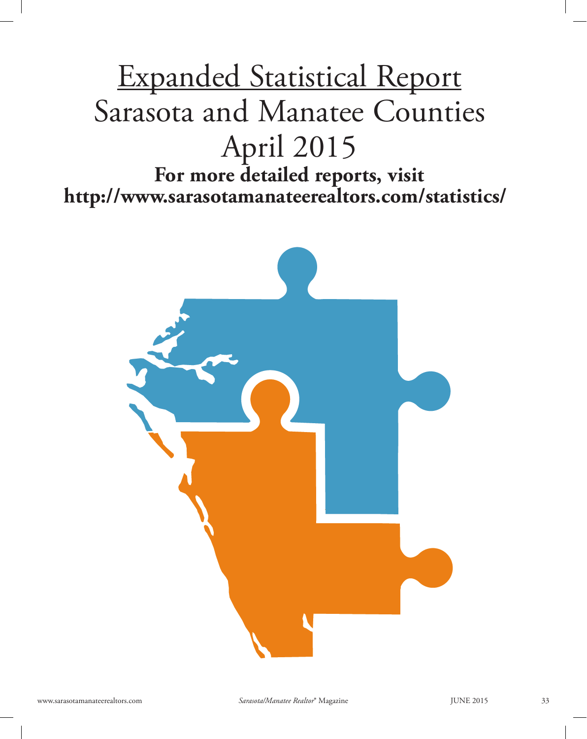# Expanded Statistical Report
# Sarasota and Manatee Counties
# April 2015

**For more detailed reports, visit**
**http://www.sarasotamanateerealtors.com/statistics/**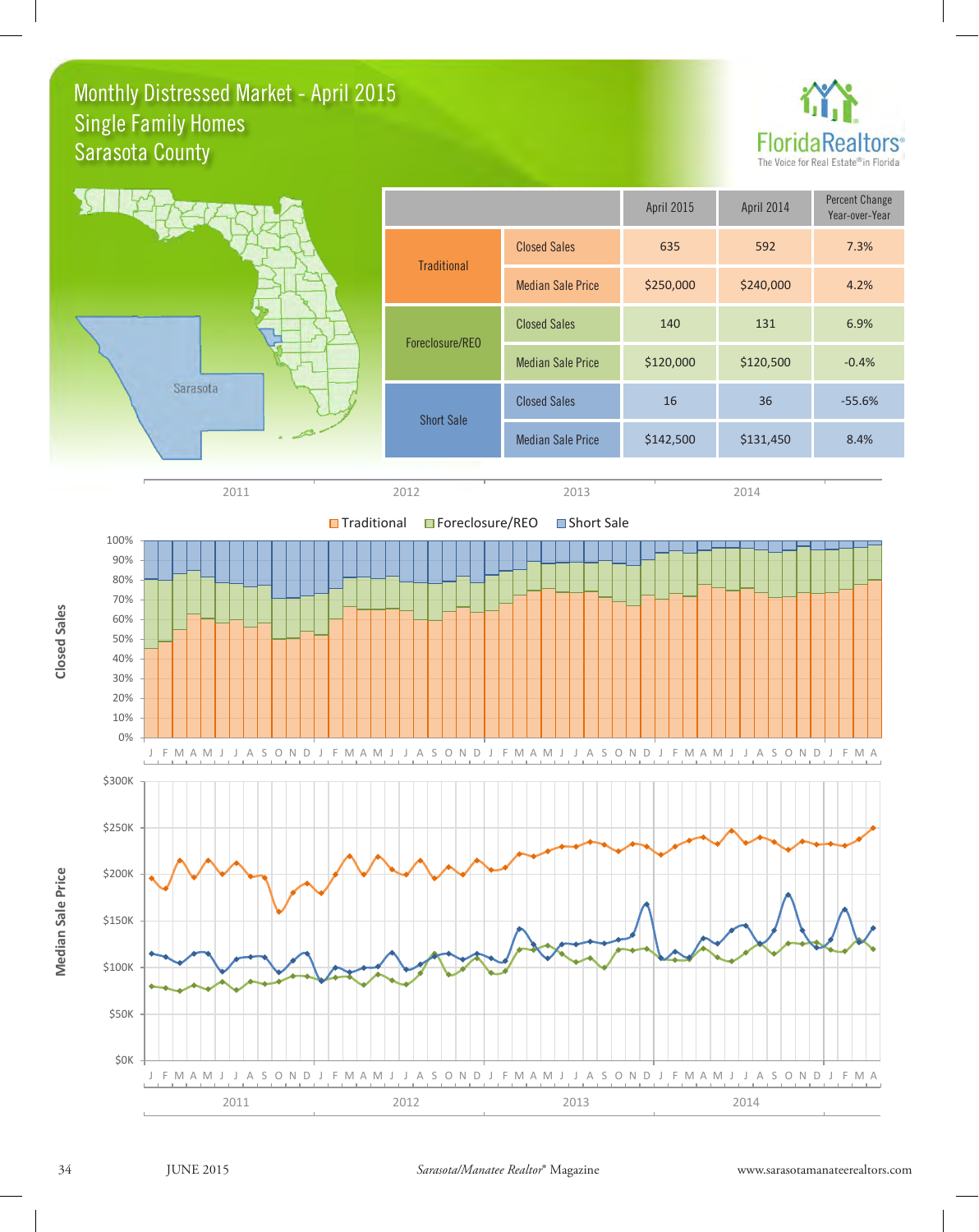# Monthly Distressed Market - April 2015
## Single Family Homes
## Sarasota County

| | | April 2015 | April 2014 | Percent Change Year-over-Year |
|---|---|---|---|---|
| Traditional | Closed Sales | 635 | 592 | 7.3% |
| | Median Sale Price | $250,000 | $240,000 | 4.2% |
| Foreclosure/REO | Closed Sales | 140 | 131 | 6.9% |
| | Median Sale Price | $120,000 | $120,500 | -0.4% |
| Short Sale | Closed Sales | 16 | 36 | -55.6% |
| | Median Sale Price | $142,500 | $131,450 | 8.4% |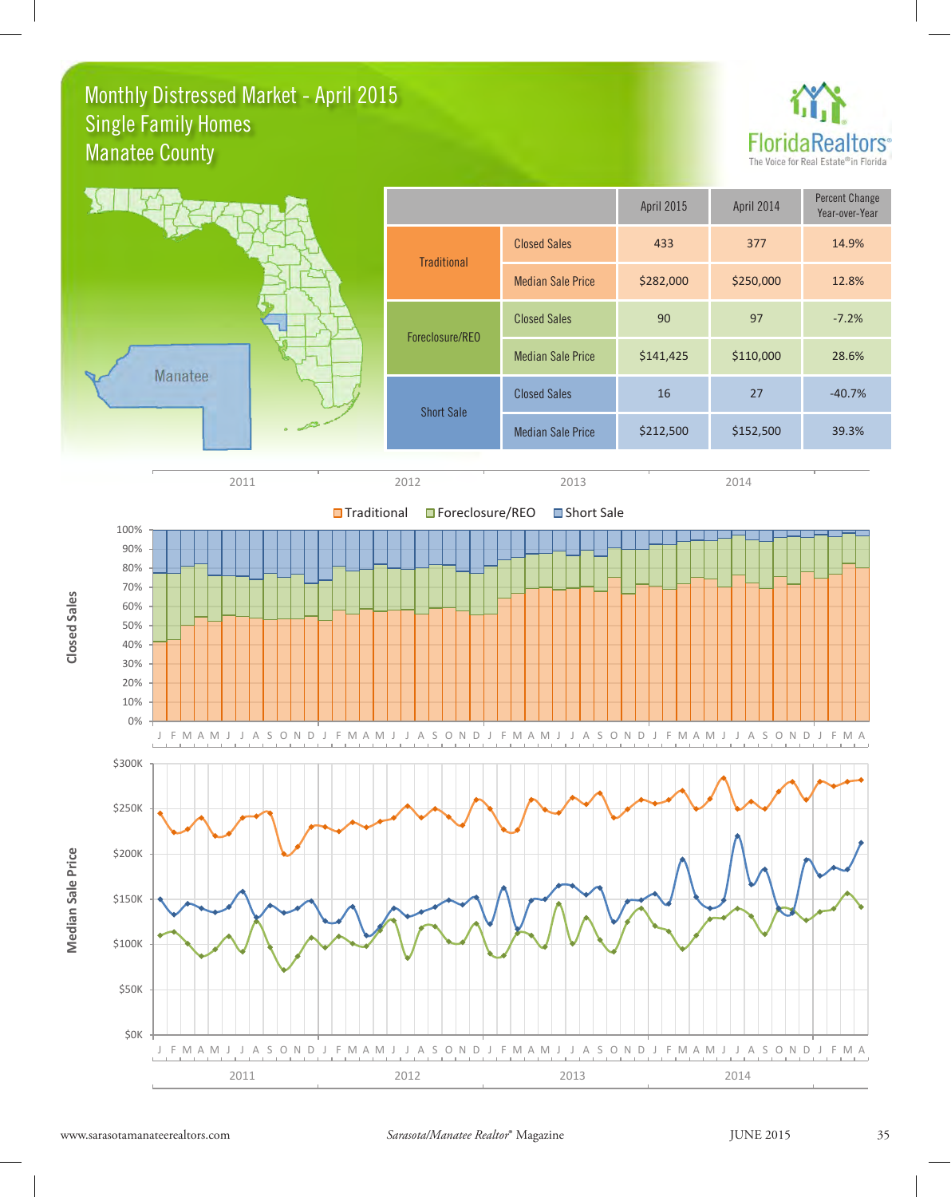# Monthly Distressed Market - April 2015
## Single Family Homes
## Manatee County

| | | April 2015 | April 2014 | Percent Change Year-over-Year |
|---|---|---|---|---|
| Traditional | Closed Sales | 433 | 377 | 14.9% |
| | Median Sale Price | $282,000 | $250,000 | 12.8% |
| Foreclosure/REO | Closed Sales | 90 | 97 | -7.2% |
| | Median Sale Price | $141,425 | $110,000 | 28.6% |
| Short Sale | Closed Sales | 16 | 27 | -40.7% |
| | Median Sale Price | $212,500 | $152,500 | 39.3% |

Closed Sales

Traditional · Foreclosure/REO · Short Sale

Median Sale Price

2011 · 2012 · 2013 · 2014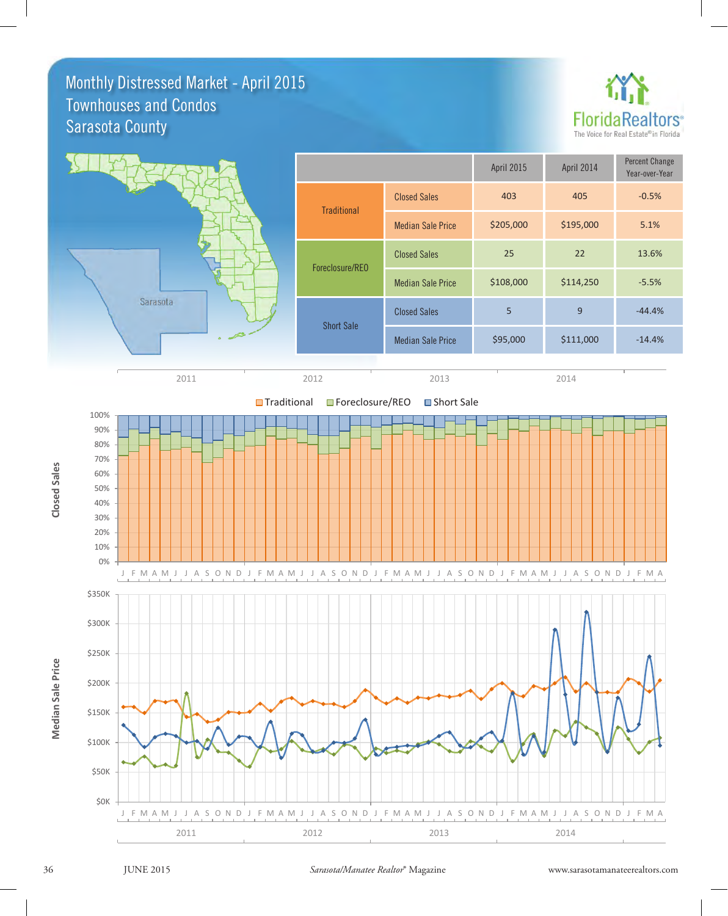# Monthly Distressed Market - April 2015

## Townhouses and Condos

## Sarasota County

|  |  | April 2015 | April 2014 | Percent Change Year-over-Year |
|---|---|---|---|---|
| Traditional | Closed Sales | 403 | 405 | -0.5% |
|  | Median Sale Price | $205,000 | $195,000 | 5.1% |
| Foreclosure/REO | Closed Sales | 25 | 22 | 13.6% |
|  | Median Sale Price | $108,000 | $114,250 | -5.5% |
| Short Sale | Closed Sales | 5 | 9 | -44.4% |
|  | Median Sale Price | $95,000 | $111,000 | -14.4% |

Closed Sales

Traditional | Foreclosure/REO | Short Sale

Median Sale Price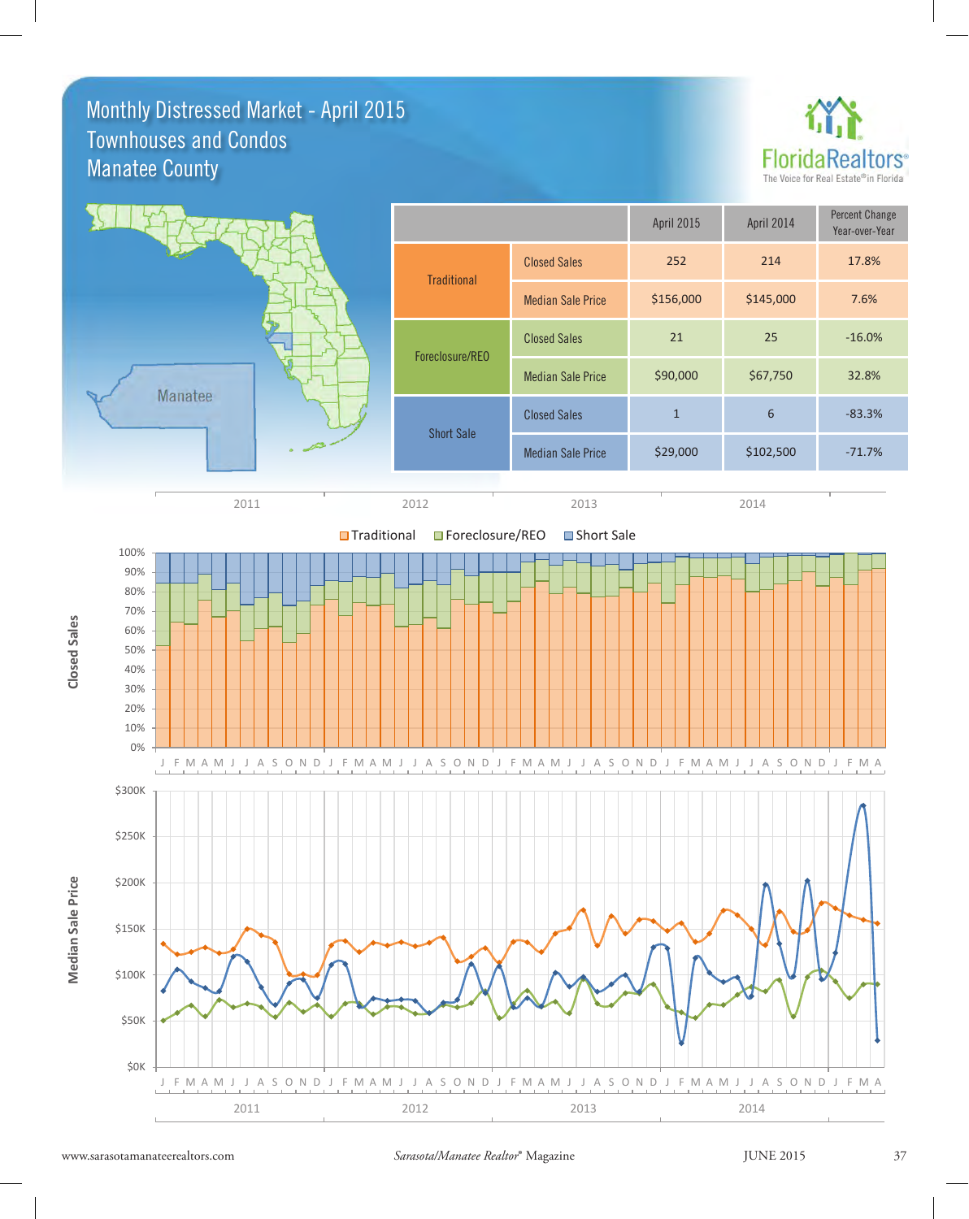# Monthly Distressed Market - April 2015
## Townhouses and Condos
## Manatee County

FloridaRealtors®
The Voice for Real Estate® in Florida

Manatee

| | | April 2015 | April 2014 | Percent Change Year-over-Year |
|---|---|---|---|---|
| Traditional | Closed Sales | 252 | 214 | 17.8% |
| | Median Sale Price | $156,000 | $145,000 | 7.6% |
| Foreclosure/REO | Closed Sales | 21 | 25 | -16.0% |
| | Median Sale Price | $90,000 | $67,750 | 32.8% |
| Short Sale | Closed Sales | 1 | 6 | -83.3% |
| | Median Sale Price | $29,000 | $102,500 | -71.7% |

2011 2012 2013 2014

Traditional Foreclosure/REO Short Sale

Closed Sales

100% 90% 80% 70% 60% 50% 40% 30% 20% 10% 0%

J F M A M J J A S O N D J F M A M J J A S O N D J F M A M J J A S O N D J F M A M J J A S O N D J F M A

Median Sale Price

$300K $250K $200K $150K $100K $50K $0K

J F M A M J J A S O N D J F M A M J J A S O N D J F M A M J J A S O N D J F M A M J J A S O N D J F M A

2011 2012 2013 2014

www.sarasotamanateerealtors.com *Sarasota/Manatee Realtor®* Magazine JUNE 2015